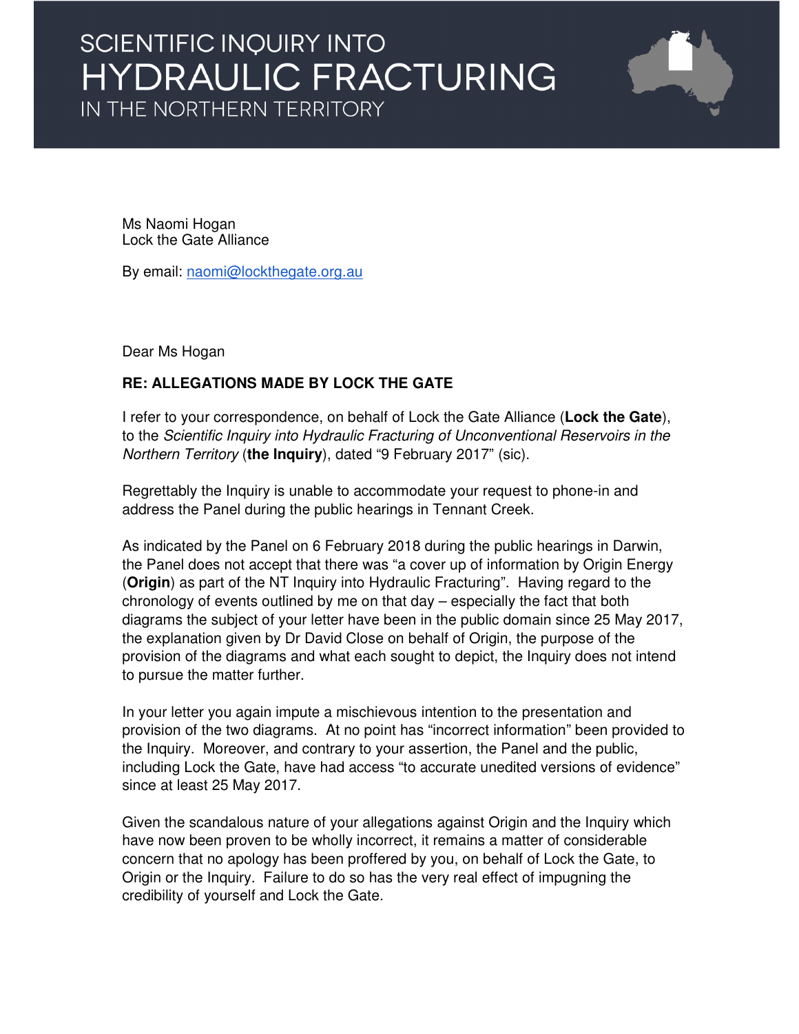# SCIENTIFIC INQUIRY INTO HYDRAULIC FRACTURING IN THE NORTHERN TERRITORY

Ms Naomi Hogan
Lock the Gate Alliance

By email: naomi@lockthegate.org.au

Dear Ms Hogan

**RE: ALLEGATIONS MADE BY LOCK THE GATE**

I refer to your correspondence, on behalf of Lock the Gate Alliance (**Lock the Gate**), to the *Scientific Inquiry into Hydraulic Fracturing of Unconventional Reservoirs in the Northern Territory* (**the Inquiry**), dated "9 February 2017" (sic).

Regrettably the Inquiry is unable to accommodate your request to phone-in and address the Panel during the public hearings in Tennant Creek.

As indicated by the Panel on 6 February 2018 during the public hearings in Darwin, the Panel does not accept that there was "a cover up of information by Origin Energy (**Origin**) as part of the NT Inquiry into Hydraulic Fracturing". Having regard to the chronology of events outlined by me on that day – especially the fact that both diagrams the subject of your letter have been in the public domain since 25 May 2017, the explanation given by Dr David Close on behalf of Origin, the purpose of the provision of the diagrams and what each sought to depict, the Inquiry does not intend to pursue the matter further.

In your letter you again impute a mischievous intention to the presentation and provision of the two diagrams. At no point has "incorrect information" been provided to the Inquiry. Moreover, and contrary to your assertion, the Panel and the public, including Lock the Gate, have had access "to accurate unedited versions of evidence" since at least 25 May 2017.

Given the scandalous nature of your allegations against Origin and the Inquiry which have now been proven to be wholly incorrect, it remains a matter of considerable concern that no apology has been proffered by you, on behalf of Lock the Gate, to Origin or the Inquiry. Failure to do so has the very real effect of impugning the credibility of yourself and Lock the Gate.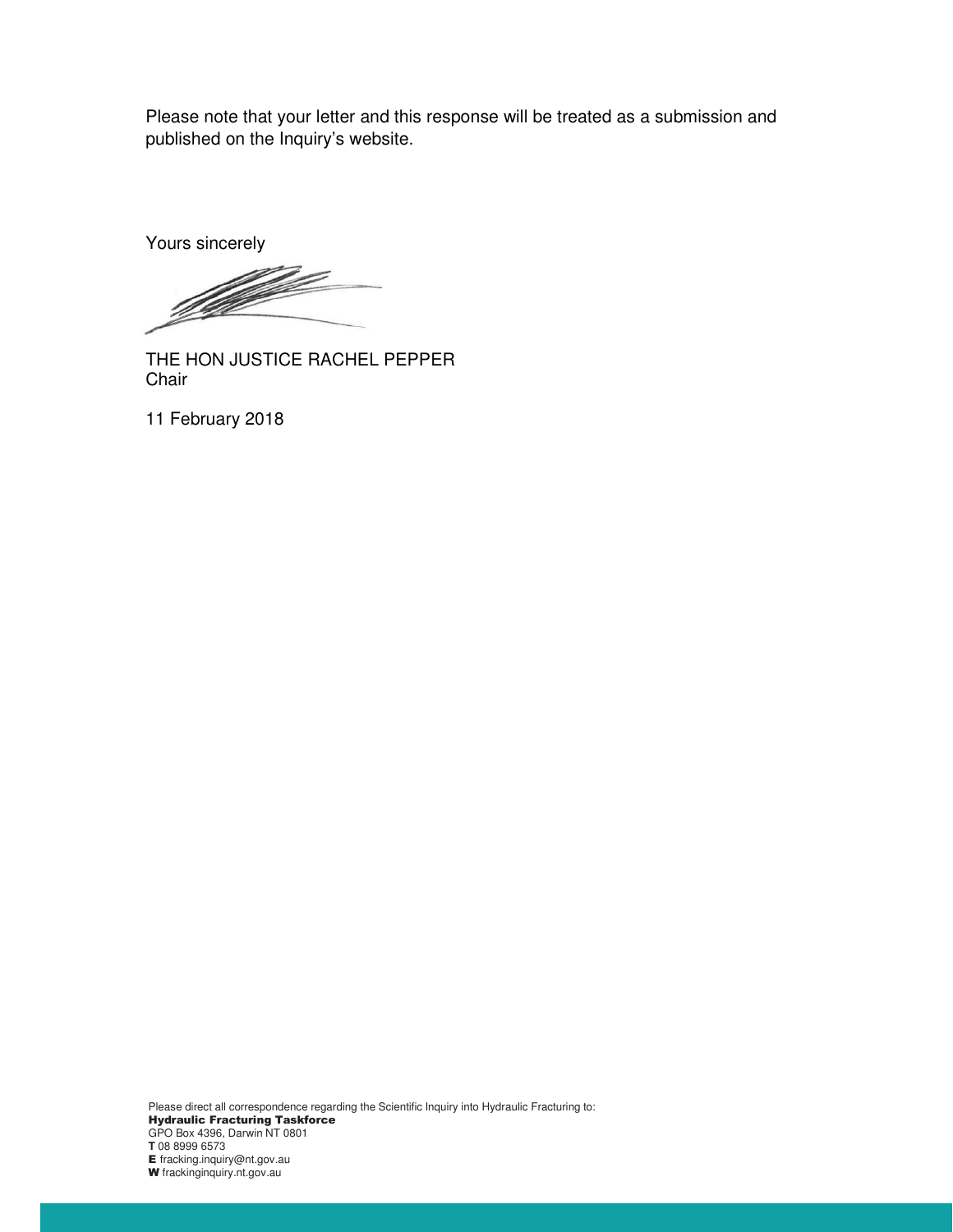Please note that your letter and this response will be treated as a submission and published on the Inquiry's website.

Yours sincerely

THE HON JUSTICE RACHEL PEPPER
Chair

11 February 2018

Please direct all correspondence regarding the Scientific Inquiry into Hydraulic Fracturing to:
**Hydraulic Fracturing Taskforce**
GPO Box 4396, Darwin NT 0801
**T** 08 8999 6573
**E** fracking.inquiry@nt.gov.au
**W** frackinginquiry.nt.gov.au